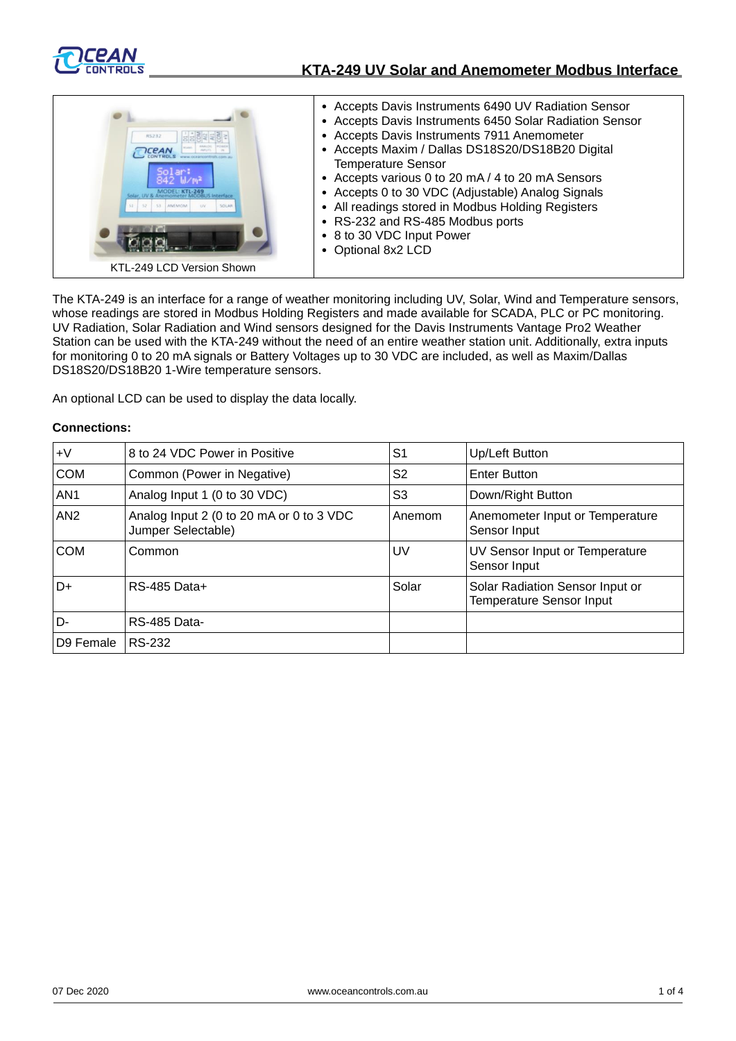# KTA-249 UV Solar and Anemometer Modbus Interface

KTL-249 LCD Version Shown

- Accepts Davis Instruments 6490 UV Radiation Sensor
- Accepts Davis Instruments 6450 Solar Radiation Sensor
- Accepts Davis Instruments 7911 Anemometer
- Accepts Maxim / Dallas DS18S20/DS18B20 Digital Temperature Sensor
- Accepts various 0 to 20 mA / 4 to 20 mA Sensors
- Accepts 0 to 30 VDC (Adjustable) Analog Signals
- All readings stored in Modbus Holding Registers
- RS-232 and RS-485 Modbus ports
- 8 to 30 VDC Input Power
- Optional 8x2 LCD

The KTA-249 is an interface for a range of weather monitoring including UV, Solar, Wind and Temperature sensors, whose readings are stored in Modbus Holding Registers and made available for SCADA, PLC or PC monitoring. UV Radiation, Solar Radiation and Wind sensors designed for the Davis Instruments Vantage Pro2 Weather Station can be used with the KTA-249 without the need of an entire weather station unit. Additionally, extra inputs for monitoring 0 to 20 mA signals or Battery Voltages up to 30 VDC are included, as well as Maxim/Dallas DS18S20/DS18B20 1-Wire temperature sensors.

An optional LCD can be used to display the data locally.

**Connections:**

| +V | 8 to 24 VDC Power in Positive | S1 | Up/Left Button |
|---|---|---|---|
| COM | Common (Power in Negative) | S2 | Enter Button |
| AN1 | Analog Input 1 (0 to 30 VDC) | S3 | Down/Right Button |
| AN2 | Analog Input 2 (0 to 20 mA or 0 to 3 VDC Jumper Selectable) | Anemom | Anemometer Input or Temperature Sensor Input |
| COM | Common | UV | UV Sensor Input or Temperature Sensor Input |
| D+ | RS-485 Data+ | Solar | Solar Radiation Sensor Input or Temperature Sensor Input |
| D- | RS-485 Data- | | |
| D9 Female | RS-232 | | |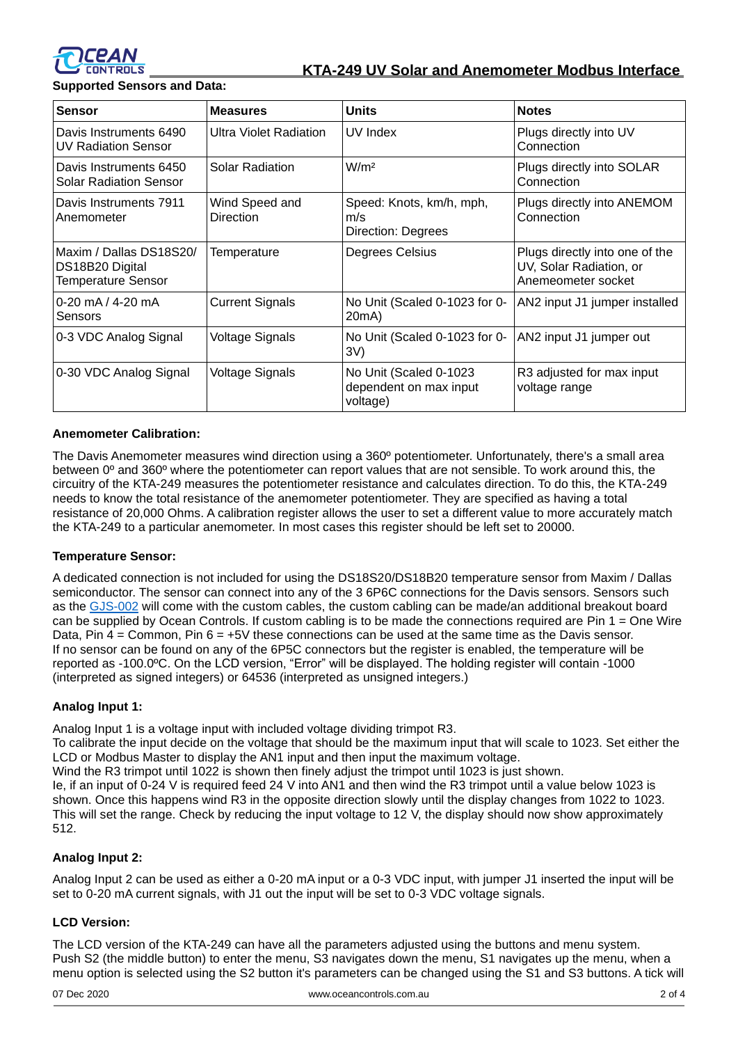**Supported Sensors and Data:**

| Sensor | Measures | Units | Notes |
|---|---|---|---|
| Davis Instruments 6490 UV Radiation Sensor | Ultra Violet Radiation | UV Index | Plugs directly into UV Connection |
| Davis Instruments 6450 Solar Radiation Sensor | Solar Radiation | W/m² | Plugs directly into SOLAR Connection |
| Davis Instruments 7911 Anemometer | Wind Speed and Direction | Speed: Knots, km/h, mph, m/s Direction: Degrees | Plugs directly into ANEMOM Connection |
| Maxim / Dallas DS18S20/ DS18B20 Digital Temperature Sensor | Temperature | Degrees Celsius | Plugs directly into one of the UV, Solar Radiation, or Anemeometer socket |
| 0-20 mA / 4-20 mA Sensors | Current Signals | No Unit (Scaled 0-1023 for 0-20mA) | AN2 input J1 jumper installed |
| 0-3 VDC Analog Signal | Voltage Signals | No Unit (Scaled 0-1023 for 0-3V) | AN2 input J1 jumper out |
| 0-30 VDC Analog Signal | Voltage Signals | No Unit (Scaled 0-1023 dependent on max input voltage) | R3 adjusted for max input voltage range |

**Anemometer Calibration:**

The Davis Anemometer measures wind direction using a 360º potentiometer. Unfortunately, there's a small area between 0º and 360º where the potentiometer can report values that are not sensible. To work around this, the circuitry of the KTA-249 measures the potentiometer resistance and calculates direction. To do this, the KTA-249 needs to know the total resistance of the anemometer potentiometer. They are specified as having a total resistance of 20,000 Ohms. A calibration register allows the user to set a different value to more accurately match the KTA-249 to a particular anemometer. In most cases this register should be left set to 20000.

**Temperature Sensor:**

A dedicated connection is not included for using the DS18S20/DS18B20 temperature sensor from Maxim / Dallas semiconductor. The sensor can connect into any of the 3 6P6C connections for the Davis sensors. Sensors such as the GJS-002 will come with the custom cables, the custom cabling can be made/an additional breakout board can be supplied by Ocean Controls. If custom cabling is to be made the connections required are Pin 1 = One Wire Data, Pin 4 = Common, Pin 6 = +5V these connections can be used at the same time as the Davis sensor. If no sensor can be found on any of the 6P5C connectors but the register is enabled, the temperature will be reported as -100.0ºC. On the LCD version, "Error" will be displayed. The holding register will contain -1000 (interpreted as signed integers) or 64536 (interpreted as unsigned integers.)

**Analog Input 1:**

Analog Input 1 is a voltage input with included voltage dividing trimpot R3.
To calibrate the input decide on the voltage that should be the maximum input that will scale to 1023. Set either the LCD or Modbus Master to display the AN1 input and then input the maximum voltage.
Wind the R3 trimpot until 1022 is shown then finely adjust the trimpot until 1023 is just shown.
Ie, if an input of 0-24 V is required feed 24 V into AN1 and then wind the R3 trimpot until a value below 1023 is shown. Once this happens wind R3 in the opposite direction slowly until the display changes from 1022 to 1023. This will set the range. Check by reducing the input voltage to 12 V, the display should now show approximately 512.

**Analog Input 2:**

Analog Input 2 can be used as either a 0-20 mA input or a 0-3 VDC input, with jumper J1 inserted the input will be set to 0-20 mA current signals, with J1 out the input will be set to 0-3 VDC voltage signals.

**LCD Version:**

The LCD version of the KTA-249 can have all the parameters adjusted using the buttons and menu system. Push S2 (the middle button) to enter the menu, S3 navigates down the menu, S1 navigates up the menu, when a menu option is selected using the S2 button it's parameters can be changed using the S1 and S3 buttons. A tick will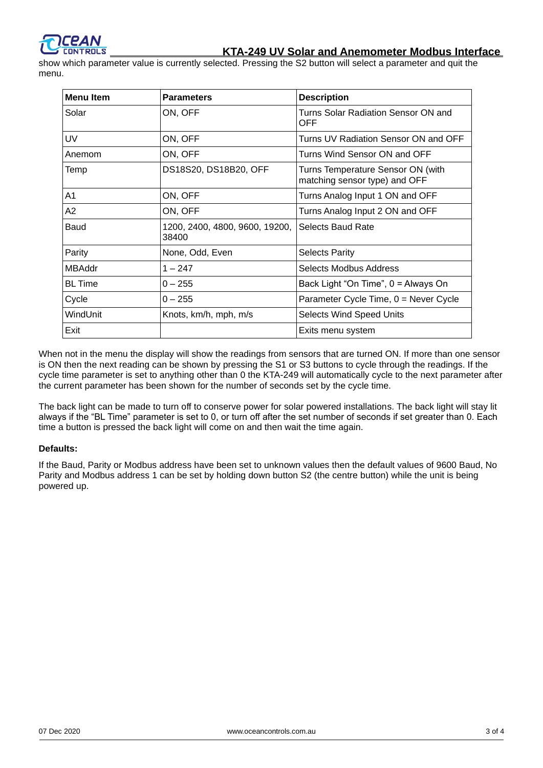show which parameter value is currently selected. Pressing the S2 button will select a parameter and quit the menu.

| Menu Item | Parameters | Description |
|---|---|---|
| Solar | ON, OFF | Turns Solar Radiation Sensor ON and OFF |
| UV | ON, OFF | Turns UV Radiation Sensor ON and OFF |
| Anemom | ON, OFF | Turns Wind Sensor ON and OFF |
| Temp | DS18S20, DS18B20, OFF | Turns Temperature Sensor ON (with matching sensor type) and OFF |
| A1 | ON, OFF | Turns Analog Input 1 ON and OFF |
| A2 | ON, OFF | Turns Analog Input 2 ON and OFF |
| Baud | 1200, 2400, 4800, 9600, 19200, 38400 | Selects Baud Rate |
| Parity | None, Odd, Even | Selects Parity |
| MBAddr | 1 – 247 | Selects Modbus Address |
| BL Time | 0 – 255 | Back Light "On Time", 0 = Always On |
| Cycle | 0 – 255 | Parameter Cycle Time, 0 = Never Cycle |
| WindUnit | Knots, km/h, mph, m/s | Selects Wind Speed Units |
| Exit | | Exits menu system |

When not in the menu the display will show the readings from sensors that are turned ON. If more than one sensor is ON then the next reading can be shown by pressing the S1 or S3 buttons to cycle through the readings. If the cycle time parameter is set to anything other than 0 the KTA-249 will automatically cycle to the next parameter after the current parameter has been shown for the number of seconds set by the cycle time.

The back light can be made to turn off to conserve power for solar powered installations. The back light will stay lit always if the "BL Time" parameter is set to 0, or turn off after the set number of seconds if set greater than 0. Each time a button is pressed the back light will come on and then wait the time again.

**Defaults:**

If the Baud, Parity or Modbus address have been set to unknown values then the default values of 9600 Baud, No Parity and Modbus address 1 can be set by holding down button S2 (the centre button) while the unit is being powered up.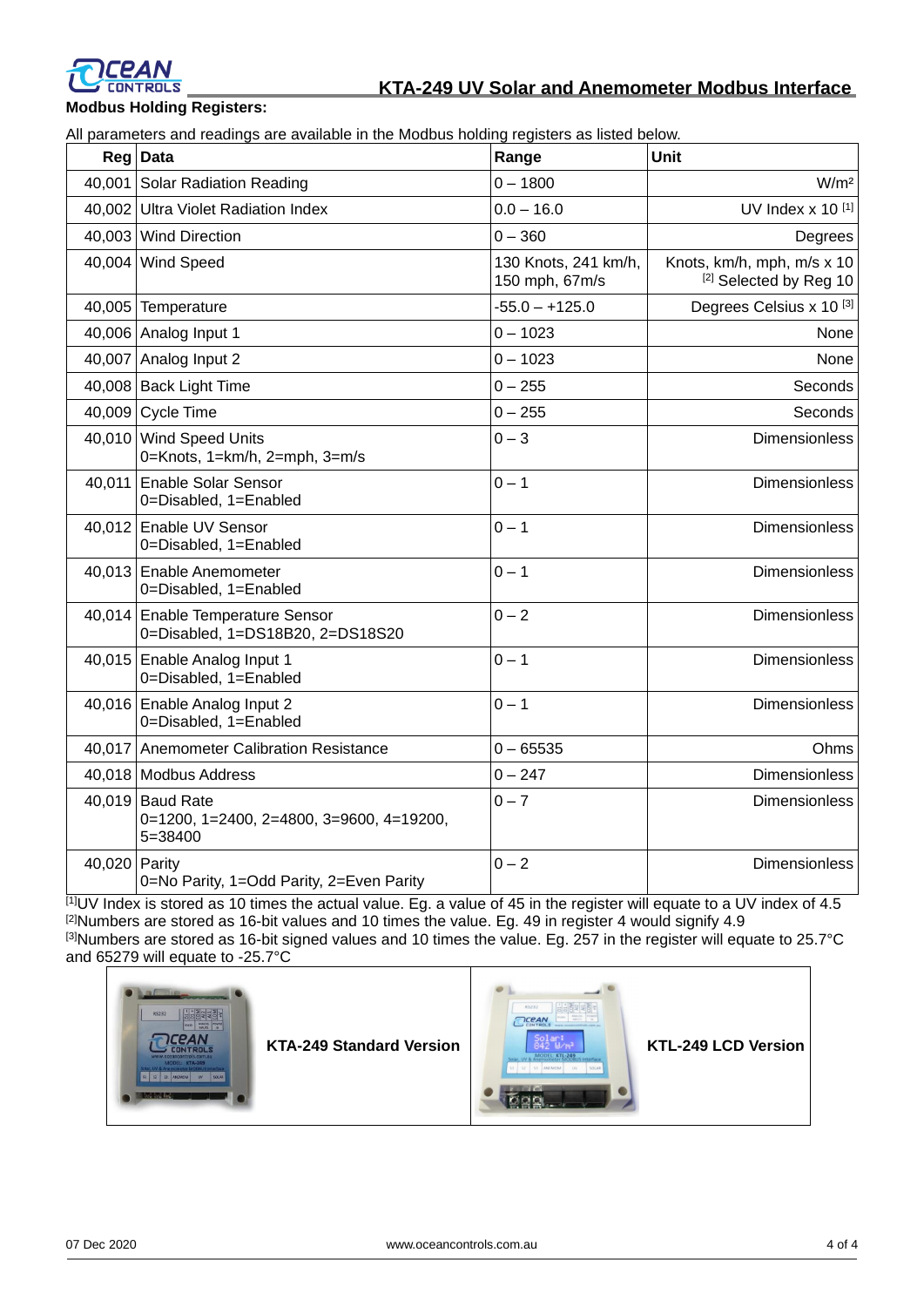**Modbus Holding Registers:**

All parameters and readings are available in the Modbus holding registers as listed below.

| Reg | Data | Range | Unit |
|---|---|---|---|
| 40,001 | Solar Radiation Reading | 0 – 1800 | W/m² |
| 40,002 | Ultra Violet Radiation Index | 0.0 – 16.0 | UV Index x 10 [1] |
| 40,003 | Wind Direction | 0 – 360 | Degrees |
| 40,004 | Wind Speed | 130 Knots, 241 km/h, 150 mph, 67m/s | Knots, km/h, mph, m/s x 10 [2] Selected by Reg 10 |
| 40,005 | Temperature | -55.0 – +125.0 | Degrees Celsius x 10 [3] |
| 40,006 | Analog Input 1 | 0 – 1023 | None |
| 40,007 | Analog Input 2 | 0 – 1023 | None |
| 40,008 | Back Light Time | 0 – 255 | Seconds |
| 40,009 | Cycle Time | 0 – 255 | Seconds |
| 40,010 | Wind Speed Units 0=Knots, 1=km/h, 2=mph, 3=m/s | 0 – 3 | Dimensionless |
| 40,011 | Enable Solar Sensor 0=Disabled, 1=Enabled | 0 – 1 | Dimensionless |
| 40,012 | Enable UV Sensor 0=Disabled, 1=Enabled | 0 – 1 | Dimensionless |
| 40,013 | Enable Anemometer 0=Disabled, 1=Enabled | 0 – 1 | Dimensionless |
| 40,014 | Enable Temperature Sensor 0=Disabled, 1=DS18B20, 2=DS18S20 | 0 – 2 | Dimensionless |
| 40,015 | Enable Analog Input 1 0=Disabled, 1=Enabled | 0 – 1 | Dimensionless |
| 40,016 | Enable Analog Input 2 0=Disabled, 1=Enabled | 0 – 1 | Dimensionless |
| 40,017 | Anemometer Calibration Resistance | 0 – 65535 | Ohms |
| 40,018 | Modbus Address | 0 – 247 | Dimensionless |
| 40,019 | Baud Rate 0=1200, 1=2400, 2=4800, 3=9600, 4=19200, 5=38400 | 0 – 7 | Dimensionless |
| 40,020 | Parity 0=No Parity, 1=Odd Parity, 2=Even Parity | 0 – 2 | Dimensionless |

[1]UV Index is stored as 10 times the actual value. Eg. a value of 45 in the register will equate to a UV index of 4.5
[2]Numbers are stored as 16-bit values and 10 times the value. Eg. 49 in register 4 would signify 4.9
[3]Numbers are stored as 16-bit signed values and 10 times the value. Eg. 257 in the register will equate to 25.7°C and 65279 will equate to -25.7°C

**KTA-249 Standard Version**

**KTL-249 LCD Version**